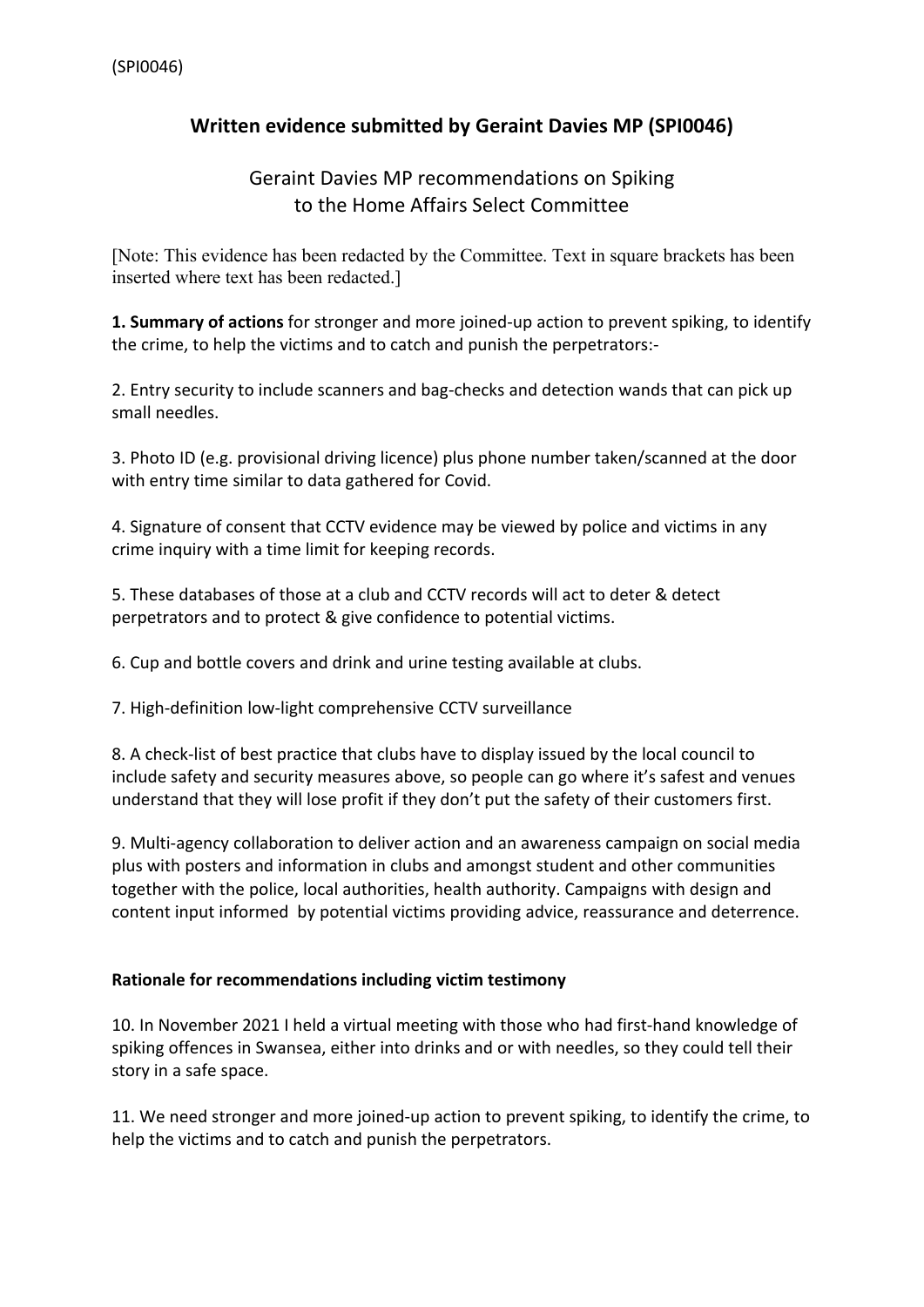(SPI0046)

# Written evidence submitted by Geraint Davies MP (SPI0046)

## Geraint Davies MP recommendations on Spiking to the Home Affairs Select Committee

[Note: This evidence has been redacted by the Committee. Text in square brackets has been inserted where text has been redacted.]

**1. Summary of actions** for stronger and more joined-up action to prevent spiking, to identify the crime, to help the victims and to catch and punish the perpetrators:-

2. Entry security to include scanners and bag-checks and detection wands that can pick up small needles.

3. Photo ID (e.g. provisional driving licence) plus phone number taken/scanned at the door with entry time similar to data gathered for Covid.

4. Signature of consent that CCTV evidence may be viewed by police and victims in any crime inquiry with a time limit for keeping records.

5. These databases of those at a club and CCTV records will act to deter & detect perpetrators and to protect & give confidence to potential victims.

6. Cup and bottle covers and drink and urine testing available at clubs.

7. High-definition low-light comprehensive CCTV surveillance

8. A check-list of best practice that clubs have to display issued by the local council to include safety and security measures above, so people can go where it's safest and venues understand that they will lose profit if they don't put the safety of their customers first.

9. Multi-agency collaboration to deliver action and an awareness campaign on social media plus with posters and information in clubs and amongst student and other communities together with the police, local authorities, health authority. Campaigns with design and content input informed by potential victims providing advice, reassurance and deterrence.

**Rationale for recommendations including victim testimony**

10. In November 2021 I held a virtual meeting with those who had first-hand knowledge of spiking offences in Swansea, either into drinks and or with needles, so they could tell their story in a safe space.

11. We need stronger and more joined-up action to prevent spiking, to identify the crime, to help the victims and to catch and punish the perpetrators.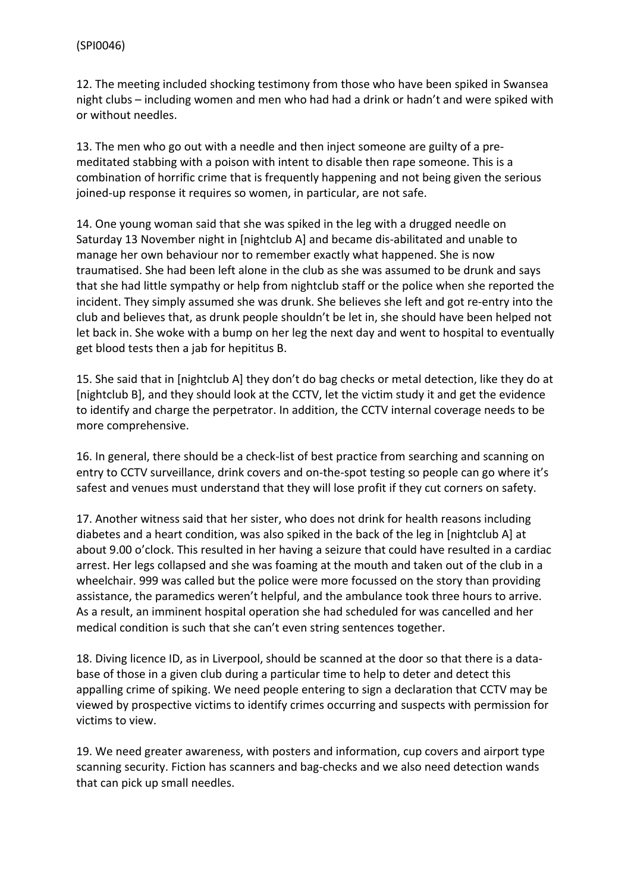(SPI0046)

12. The meeting included shocking testimony from those who have been spiked in Swansea night clubs – including women and men who had had a drink or hadn't and were spiked with or without needles.

13. The men who go out with a needle and then inject someone are guilty of a pre-meditated stabbing with a poison with intent to disable then rape someone. This is a combination of horrific crime that is frequently happening and not being given the serious joined-up response it requires so women, in particular, are not safe.

14. One young woman said that she was spiked in the leg with a drugged needle on Saturday 13 November night in [nightclub A] and became dis-abilitated and unable to manage her own behaviour nor to remember exactly what happened. She is now traumatised. She had been left alone in the club as she was assumed to be drunk and says that she had little sympathy or help from nightclub staff or the police when she reported the incident. They simply assumed she was drunk. She believes she left and got re-entry into the club and believes that, as drunk people shouldn't be let in, she should have been helped not let back in. She woke with a bump on her leg the next day and went to hospital to eventually get blood tests then a jab for hepititus B.

15. She said that in [nightclub A] they don't do bag checks or metal detection, like they do at [nightclub B], and they should look at the CCTV, let the victim study it and get the evidence to identify and charge the perpetrator. In addition, the CCTV internal coverage needs to be more comprehensive.

16. In general, there should be a check-list of best practice from searching and scanning on entry to CCTV surveillance, drink covers and on-the-spot testing so people can go where it's safest and venues must understand that they will lose profit if they cut corners on safety.

17. Another witness said that her sister, who does not drink for health reasons including diabetes and a heart condition, was also spiked in the back of the leg in [nightclub A] at about 9.00 o'clock. This resulted in her having a seizure that could have resulted in a cardiac arrest. Her legs collapsed and she was foaming at the mouth and taken out of the club in a wheelchair. 999 was called but the police were more focussed on the story than providing assistance, the paramedics weren't helpful, and the ambulance took three hours to arrive. As a result, an imminent hospital operation she had scheduled for was cancelled and her medical condition is such that she can't even string sentences together.

18. Diving licence ID, as in Liverpool, should be scanned at the door so that there is a data-base of those in a given club during a particular time to help to deter and detect this appalling crime of spiking. We need people entering to sign a declaration that CCTV may be viewed by prospective victims to identify crimes occurring and suspects with permission for victims to view.

19. We need greater awareness, with posters and information, cup covers and airport type scanning security. Fiction has scanners and bag-checks and we also need detection wands that can pick up small needles.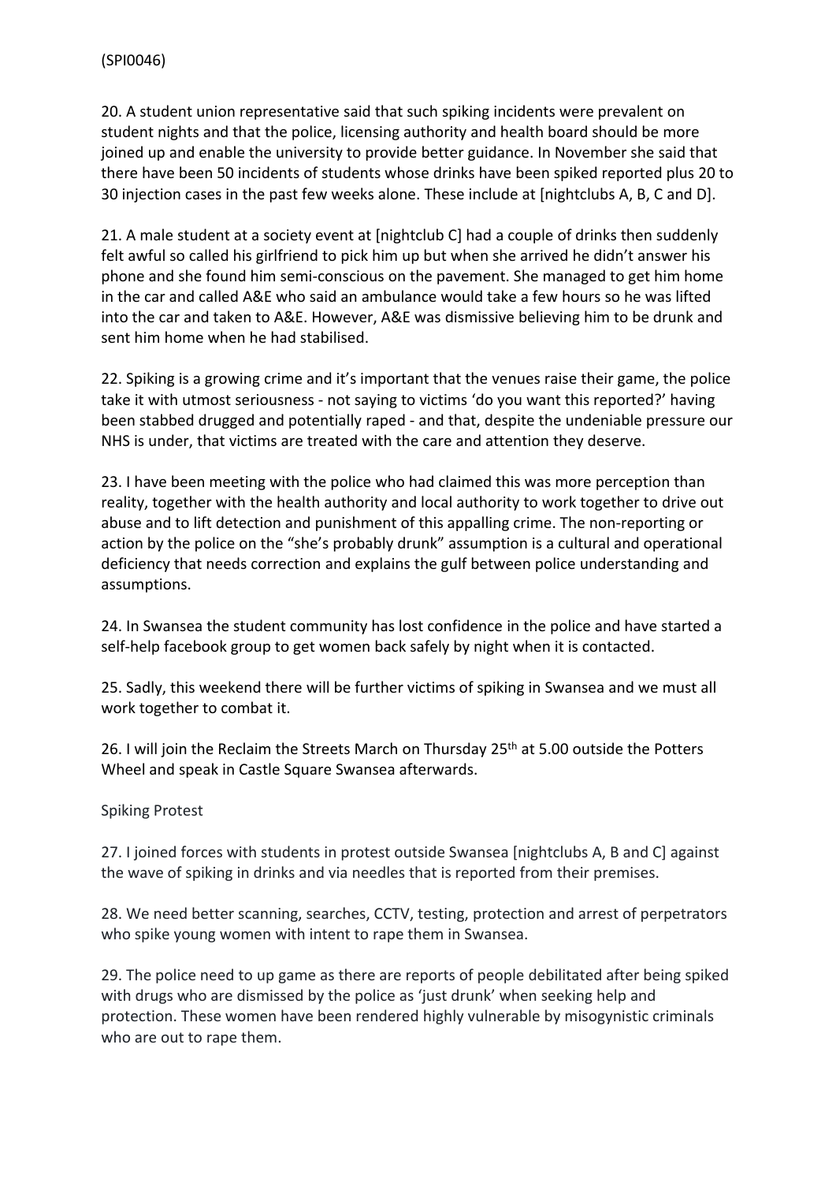(SPI0046)

20. A student union representative said that such spiking incidents were prevalent on student nights and that the police, licensing authority and health board should be more joined up and enable the university to provide better guidance. In November she said that there have been 50 incidents of students whose drinks have been spiked reported plus 20 to 30 injection cases in the past few weeks alone. These include at [nightclubs A, B, C and D].

21. A male student at a society event at [nightclub C] had a couple of drinks then suddenly felt awful so called his girlfriend to pick him up but when she arrived he didn't answer his phone and she found him semi-conscious on the pavement. She managed to get him home in the car and called A&E who said an ambulance would take a few hours so he was lifted into the car and taken to A&E. However, A&E was dismissive believing him to be drunk and sent him home when he had stabilised.

22. Spiking is a growing crime and it's important that the venues raise their game, the police take it with utmost seriousness - not saying to victims 'do you want this reported?' having been stabbed drugged and potentially raped - and that, despite the undeniable pressure our NHS is under, that victims are treated with the care and attention they deserve.

23. I have been meeting with the police who had claimed this was more perception than reality, together with the health authority and local authority to work together to drive out abuse and to lift detection and punishment of this appalling crime. The non-reporting or action by the police on the "she's probably drunk" assumption is a cultural and operational deficiency that needs correction and explains the gulf between police understanding and assumptions.

24. In Swansea the student community has lost confidence in the police and have started a self-help facebook group to get women back safely by night when it is contacted.

25. Sadly, this weekend there will be further victims of spiking in Swansea and we must all work together to combat it.

26. I will join the Reclaim the Streets March on Thursday 25th at 5.00 outside the Potters Wheel and speak in Castle Square Swansea afterwards.

Spiking Protest

27. I joined forces with students in protest outside Swansea [nightclubs A, B and C] against the wave of spiking in drinks and via needles that is reported from their premises.

28. We need better scanning, searches, CCTV, testing, protection and arrest of perpetrators who spike young women with intent to rape them in Swansea.

29. The police need to up game as there are reports of people debilitated after being spiked with drugs who are dismissed by the police as 'just drunk' when seeking help and protection. These women have been rendered highly vulnerable by misogynistic criminals who are out to rape them.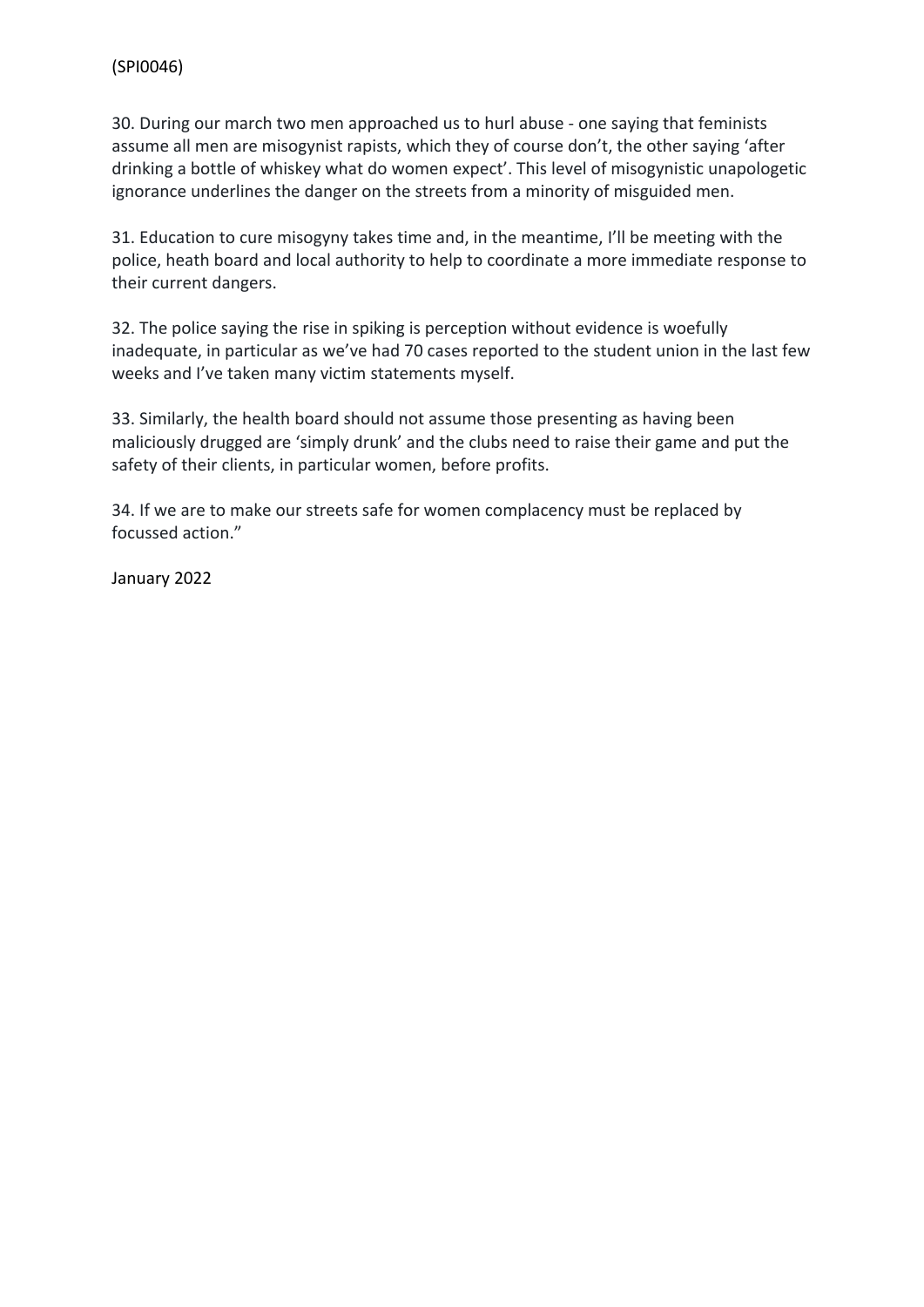(SPI0046)

30. During our march two men approached us to hurl abuse - one saying that feminists assume all men are misogynist rapists, which they of course don't, the other saying 'after drinking a bottle of whiskey what do women expect'. This level of misogynistic unapologetic ignorance underlines the danger on the streets from a minority of misguided men.

31. Education to cure misogyny takes time and, in the meantime, I'll be meeting with the police, heath board and local authority to help to coordinate a more immediate response to their current dangers.

32. The police saying the rise in spiking is perception without evidence is woefully inadequate, in particular as we've had 70 cases reported to the student union in the last few weeks and I've taken many victim statements myself.

33. Similarly, the health board should not assume those presenting as having been maliciously drugged are 'simply drunk' and the clubs need to raise their game and put the safety of their clients, in particular women, before profits.

34. If we are to make our streets safe for women complacency must be replaced by focussed action."

January 2022